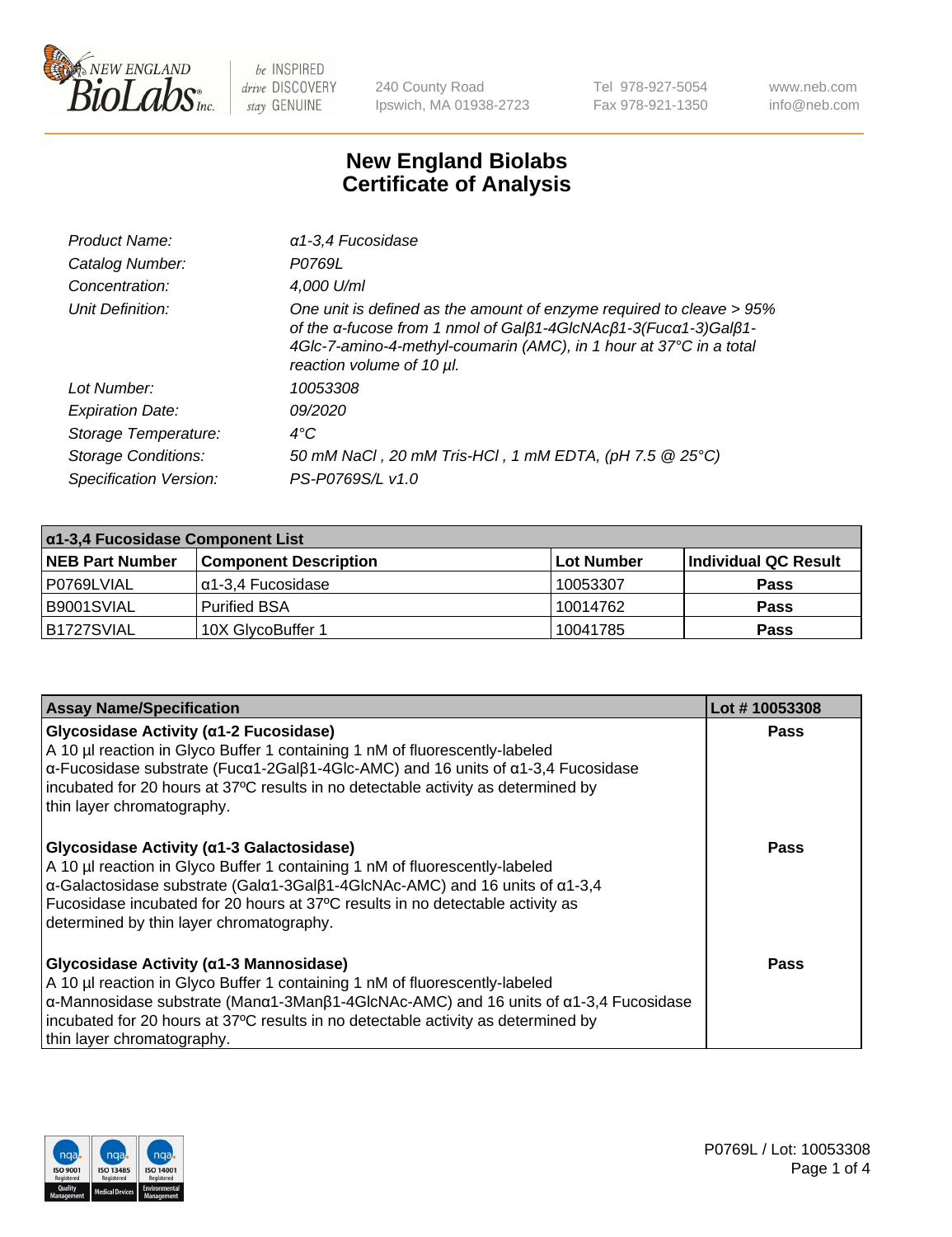240 County Road
Ipswich, MA 01938-2723

Tel 978-927-5054
Fax 978-921-1350

www.neb.com
info@neb.com

# New England Biolabs Certificate of Analysis

| | |
|---|---|
| *Product Name:* | *α1-3,4 Fucosidase* |
| *Catalog Number:* | *P0769L* |
| *Concentration:* | *4,000 U/ml* |
| *Unit Definition:* | *One unit is defined as the amount of enzyme required to cleave > 95% of the α-fucose from 1 nmol of Galβ1-4GlcNAcβ1-3(Fucα1-3)Galβ1-4Glc-7-amino-4-methyl-coumarin (AMC), in 1 hour at 37°C in a total reaction volume of 10 µl.* |
| *Lot Number:* | *10053308* |
| *Expiration Date:* | *09/2020* |
| *Storage Temperature:* | *4°C* |
| *Storage Conditions:* | *50 mM NaCl , 20 mM Tris-HCl , 1 mM EDTA, (pH 7.5 @ 25°C)* |
| *Specification Version:* | *PS-P0769S/L v1.0* |

| **α1-3,4 Fucosidase Component List** | | | |
|---|---|---|---|
| **NEB Part Number** | **Component Description** | **Lot Number** | **Individual QC Result** |
| P0769LVIAL | α1-3,4 Fucosidase | 10053307 | **Pass** |
| B9001SVIAL | Purified BSA | 10014762 | **Pass** |
| B1727SVIAL | 10X GlycoBuffer 1 | 10041785 | **Pass** |

| **Assay Name/Specification** | **Lot # 10053308** |
|---|---|
| **Glycosidase Activity (α1-2 Fucosidase)** A 10 µl reaction in Glyco Buffer 1 containing 1 nM of fluorescently-labeled α-Fucosidase substrate (Fucα1-2Galβ1-4Glc-AMC) and 16 units of α1-3,4 Fucosidase incubated for 20 hours at 37ºC results in no detectable activity as determined by thin layer chromatography. | **Pass** |
| **Glycosidase Activity (α1-3 Galactosidase)** A 10 µl reaction in Glyco Buffer 1 containing 1 nM of fluorescently-labeled α-Galactosidase substrate (Galα1-3Galβ1-4GlcNAc-AMC) and 16 units of α1-3,4 Fucosidase incubated for 20 hours at 37ºC results in no detectable activity as determined by thin layer chromatography. | **Pass** |
| **Glycosidase Activity (α1-3 Mannosidase)** A 10 µl reaction in Glyco Buffer 1 containing 1 nM of fluorescently-labeled α-Mannosidase substrate (Manα1-3Manβ1-4GlcNAc-AMC) and 16 units of α1-3,4 Fucosidase incubated for 20 hours at 37ºC results in no detectable activity as determined by thin layer chromatography. | **Pass** |

P0769L / Lot: 10053308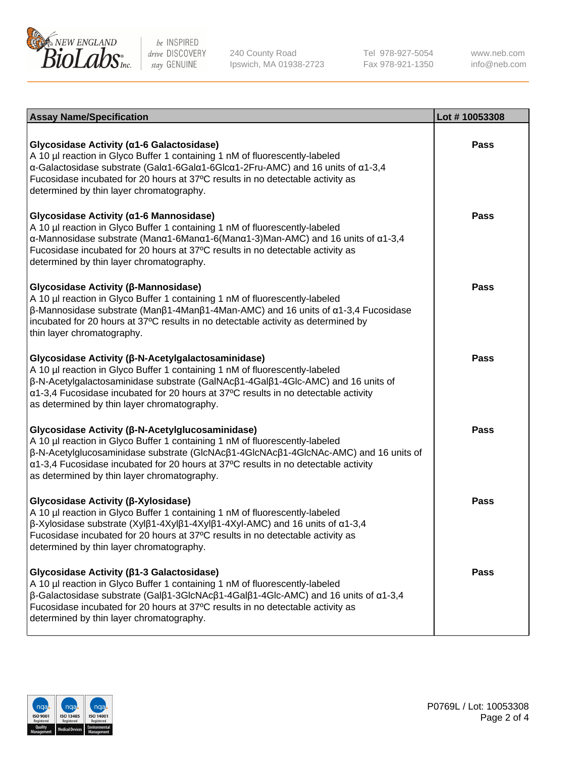| Assay Name/Specification | Lot # 10053308 |
| --- | --- |
| **Glycosidase Activity (α1-6 Galactosidase)**<br>A 10 µl reaction in Glyco Buffer 1 containing 1 nM of fluorescently-labeled α-Galactosidase substrate (Galα1-6Galα1-6Glcα1-2Fru-AMC) and 16 units of α1-3,4 Fucosidase incubated for 20 hours at 37ºC results in no detectable activity as determined by thin layer chromatography. | Pass |
| **Glycosidase Activity (α1-6 Mannosidase)**<br>A 10 µl reaction in Glyco Buffer 1 containing 1 nM of fluorescently-labeled α-Mannosidase substrate (Manα1-6Manα1-6(Manα1-3)Man-AMC) and 16 units of α1-3,4 Fucosidase incubated for 20 hours at 37ºC results in no detectable activity as determined by thin layer chromatography. | Pass |
| **Glycosidase Activity (β-Mannosidase)**<br>A 10 µl reaction in Glyco Buffer 1 containing 1 nM of fluorescently-labeled β-Mannosidase substrate (Manβ1-4Manβ1-4Man-AMC) and 16 units of α1-3,4 Fucosidase incubated for 20 hours at 37ºC results in no detectable activity as determined by thin layer chromatography. | Pass |
| **Glycosidase Activity (β-N-Acetylgalactosaminidase)**<br>A 10 µl reaction in Glyco Buffer 1 containing 1 nM of fluorescently-labeled β-N-Acetylgalactosaminidase substrate (GalNAcβ1-4Galβ1-4Glc-AMC) and 16 units of α1-3,4 Fucosidase incubated for 20 hours at 37ºC results in no detectable activity as determined by thin layer chromatography. | Pass |
| **Glycosidase Activity (β-N-Acetylglucosaminidase)**<br>A 10 µl reaction in Glyco Buffer 1 containing 1 nM of fluorescently-labeled β-N-Acetylglucosaminidase substrate (GlcNAcβ1-4GlcNAcβ1-4GlcNAc-AMC) and 16 units of α1-3,4 Fucosidase incubated for 20 hours at 37ºC results in no detectable activity as determined by thin layer chromatography. | Pass |
| **Glycosidase Activity (β-Xylosidase)**<br>A 10 µl reaction in Glyco Buffer 1 containing 1 nM of fluorescently-labeled β-Xylosidase substrate (Xylβ1-4Xylβ1-4Xylβ1-4Xyl-AMC) and 16 units of α1-3,4 Fucosidase incubated for 20 hours at 37ºC results in no detectable activity as determined by thin layer chromatography. | Pass |
| **Glycosidase Activity (β1-3 Galactosidase)**<br>A 10 µl reaction in Glyco Buffer 1 containing 1 nM of fluorescently-labeled β-Galactosidase substrate (Galβ1-3GlcNAcβ1-4Galβ1-4Glc-AMC) and 16 units of α1-3,4 Fucosidase incubated for 20 hours at 37ºC results in no detectable activity as determined by thin layer chromatography. | Pass |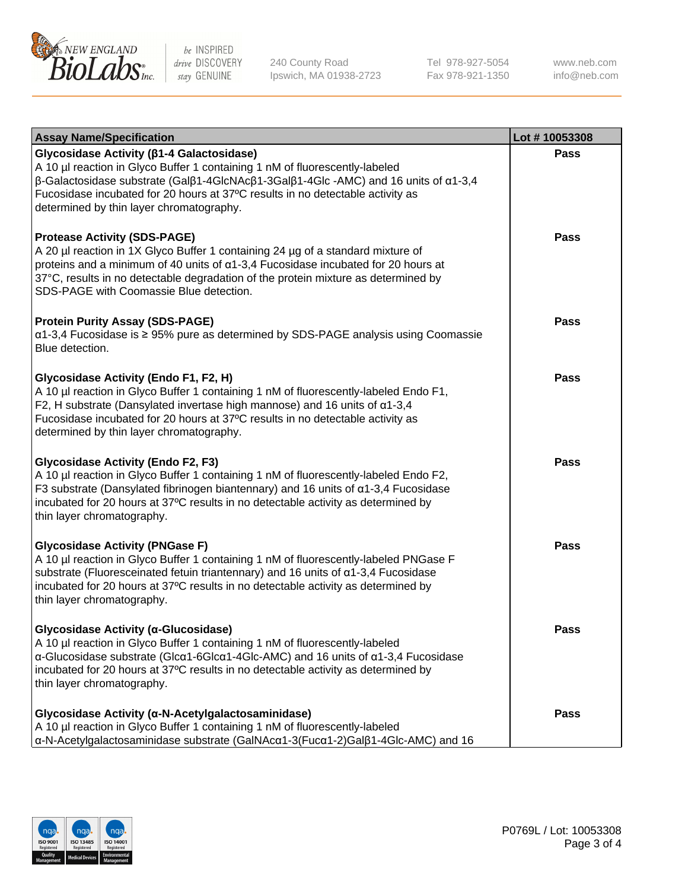| Assay Name/Specification | Lot # 10053308 |
|---|---|
| **Glycosidase Activity (β1-4 Galactosidase)**<br>A 10 µl reaction in Glyco Buffer 1 containing 1 nM of fluorescently-labeled β-Galactosidase substrate (Galβ1-4GlcNAcβ1-3Galβ1-4Glc -AMC) and 16 units of α1-3,4 Fucosidase incubated for 20 hours at 37ºC results in no detectable activity as determined by thin layer chromatography. | Pass |
| **Protease Activity (SDS-PAGE)**<br>A 20 µl reaction in 1X Glyco Buffer 1 containing 24 µg of a standard mixture of proteins and a minimum of 40 units of α1-3,4 Fucosidase incubated for 20 hours at 37°C, results in no detectable degradation of the protein mixture as determined by SDS-PAGE with Coomassie Blue detection. | Pass |
| **Protein Purity Assay (SDS-PAGE)**<br>α1-3,4 Fucosidase is ≥ 95% pure as determined by SDS-PAGE analysis using Coomassie Blue detection. | Pass |
| **Glycosidase Activity (Endo F1, F2, H)**<br>A 10 µl reaction in Glyco Buffer 1 containing 1 nM of fluorescently-labeled Endo F1, F2, H substrate (Dansylated invertase high mannose) and 16 units of α1-3,4 Fucosidase incubated for 20 hours at 37ºC results in no detectable activity as determined by thin layer chromatography. | Pass |
| **Glycosidase Activity (Endo F2, F3)**<br>A 10 µl reaction in Glyco Buffer 1 containing 1 nM of fluorescently-labeled Endo F2, F3 substrate (Dansylated fibrinogen biantennary) and 16 units of α1-3,4 Fucosidase incubated for 20 hours at 37ºC results in no detectable activity as determined by thin layer chromatography. | Pass |
| **Glycosidase Activity (PNGase F)**<br>A 10 µl reaction in Glyco Buffer 1 containing 1 nM of fluorescently-labeled PNGase F substrate (Fluoresceinated fetuin triantennary) and 16 units of α1-3,4 Fucosidase incubated for 20 hours at 37ºC results in no detectable activity as determined by thin layer chromatography. | Pass |
| **Glycosidase Activity (α-Glucosidase)**<br>A 10 µl reaction in Glyco Buffer 1 containing 1 nM of fluorescently-labeled α-Glucosidase substrate (Glcα1-6Glcα1-4Glc-AMC) and 16 units of α1-3,4 Fucosidase incubated for 20 hours at 37ºC results in no detectable activity as determined by thin layer chromatography. | Pass |
| **Glycosidase Activity (α-N-Acetylgalactosaminidase)**<br>A 10 µl reaction in Glyco Buffer 1 containing 1 nM of fluorescently-labeled α-N-Acetylgalactosaminidase substrate (GalNAcα1-3(Fucα1-2)Galβ1-4Glc-AMC) and 16 | Pass |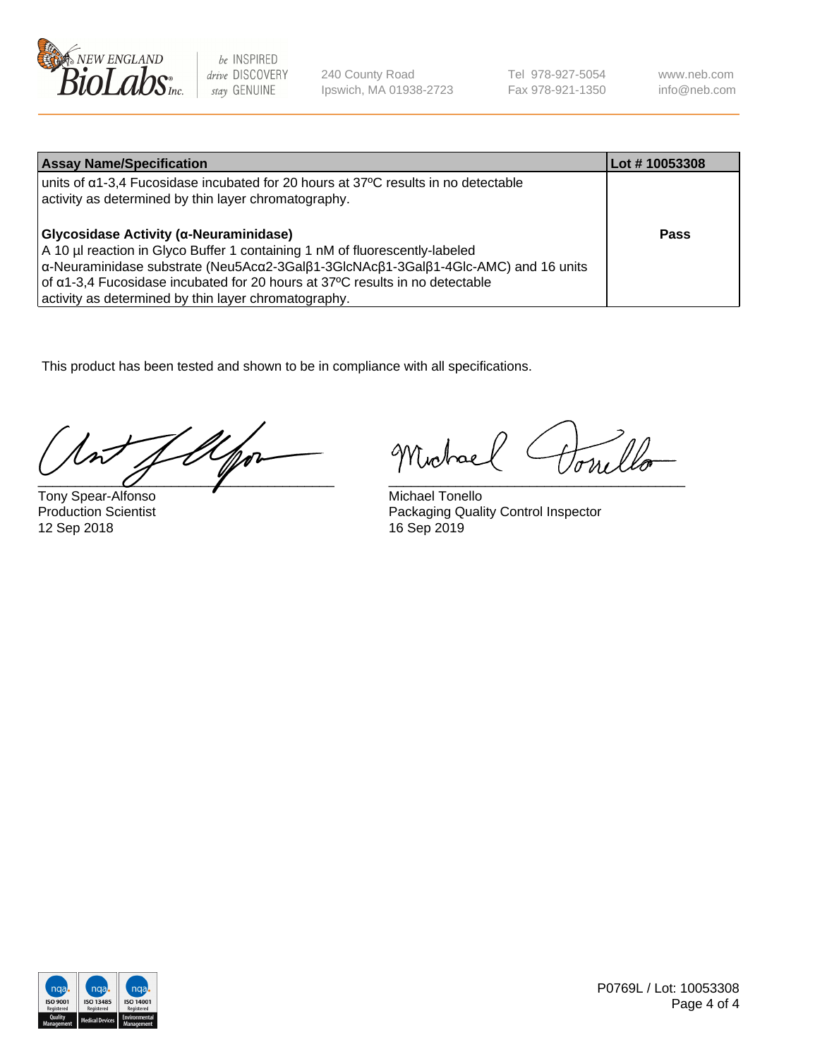| Assay Name/Specification | Lot # 10053308 |
| --- | --- |
| units of α1-3,4 Fucosidase incubated for 20 hours at 37ºC results in no detectable activity as determined by thin layer chromatography. | |
| **Glycosidase Activity (α-Neuraminidase)**<br>A 10 µl reaction in Glyco Buffer 1 containing 1 nM of fluorescently-labeled α-Neuraminidase substrate (Neu5Acα2-3Galβ1-3GlcNAcβ1-3Galβ1-4Glc-AMC) and 16 units of α1-3,4 Fucosidase incubated for 20 hours at 37ºC results in no detectable activity as determined by thin layer chromatography. | **Pass** |

This product has been tested and shown to be in compliance with all specifications.

Tony Spear-Alfonso
Production Scientist
12 Sep 2018

Michael Tonello
Packaging Quality Control Inspector
16 Sep 2019

P0769L / Lot: 10053308